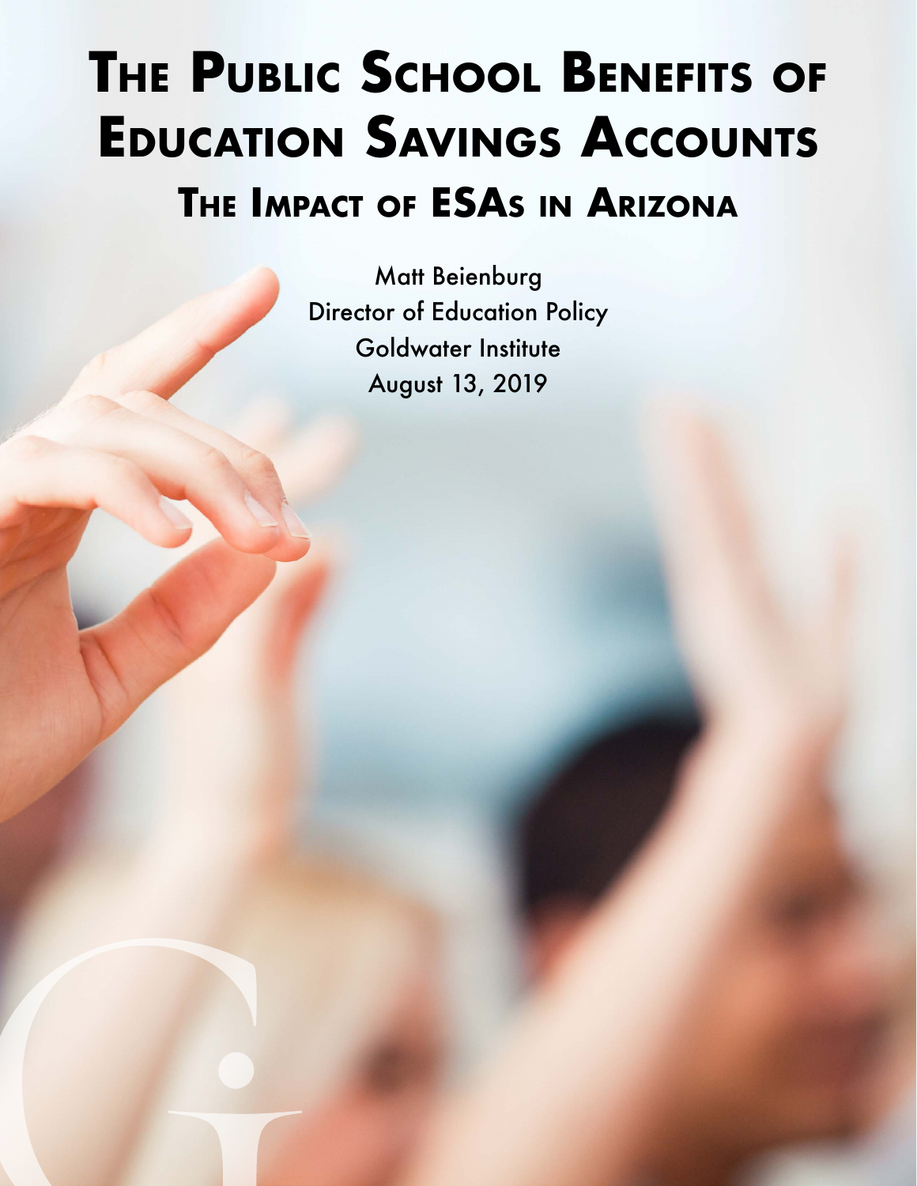# The Public School Benefits of Education Savings Accounts

## The Impact of ESAs in Arizona

Matt Beienburg
Director of Education Policy
Goldwater Institute
August 13, 2019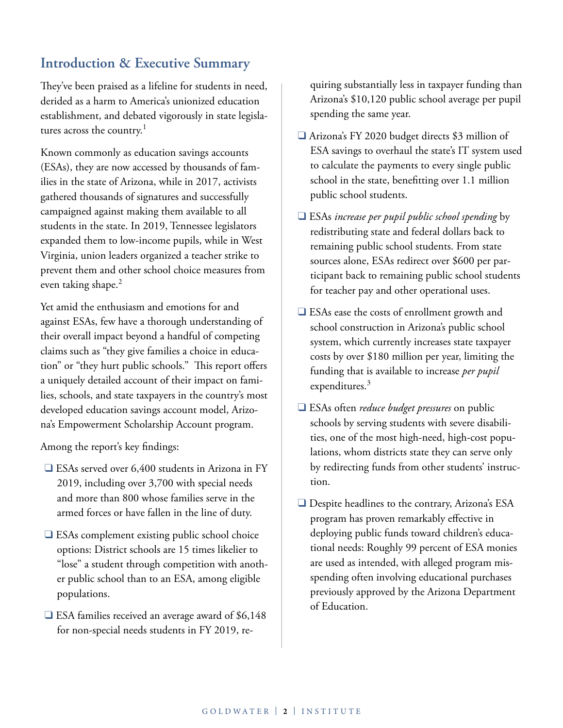## Introduction & Executive Summary

They've been praised as a lifeline for students in need, derided as a harm to America's unionized education establishment, and debated vigorously in state legislatures across the country.[1]

Known commonly as education savings accounts (ESAs), they are now accessed by thousands of families in the state of Arizona, while in 2017, activists gathered thousands of signatures and successfully campaigned against making them available to all students in the state. In 2019, Tennessee legislators expanded them to low-income pupils, while in West Virginia, union leaders organized a teacher strike to prevent them and other school choice measures from even taking shape.[2]

Yet amid the enthusiasm and emotions for and against ESAs, few have a thorough understanding of their overall impact beyond a handful of competing claims such as "they give families a choice in education" or "they hurt public schools." This report offers a uniquely detailed account of their impact on families, schools, and state taxpayers in the country's most developed education savings account model, Arizona's Empowerment Scholarship Account program.

Among the report's key findings:

- ESAs served over 6,400 students in Arizona in FY 2019, including over 3,700 with special needs and more than 800 whose families serve in the armed forces or have fallen in the line of duty.
- ESAs complement existing public school choice options: District schools are 15 times likelier to "lose" a student through competition with another public school than to an ESA, among eligible populations.
- ESA families received an average award of $6,148 for non-special needs students in FY 2019, requiring substantially less in taxpayer funding than Arizona's $10,120 public school average per pupil spending the same year.
- Arizona's FY 2020 budget directs $3 million of ESA savings to overhaul the state's IT system used to calculate the payments to every single public school in the state, benefitting over 1.1 million public school students.
- ESAs *increase per pupil public school spending* by redistributing state and federal dollars back to remaining public school students. From state sources alone, ESAs redirect over $600 per participant back to remaining public school students for teacher pay and other operational uses.
- ESAs ease the costs of enrollment growth and school construction in Arizona's public school system, which currently increases state taxpayer costs by over $180 million per year, limiting the funding that is available to increase *per pupil* expenditures.[3]
- ESAs often *reduce budget pressures* on public schools by serving students with severe disabilities, one of the most high-need, high-cost populations, whom districts state they can serve only by redirecting funds from other students' instruction.
- Despite headlines to the contrary, Arizona's ESA program has proven remarkably effective in deploying public funds toward children's educational needs: Roughly 99 percent of ESA monies are used as intended, with alleged program misspending often involving educational purchases previously approved by the Arizona Department of Education.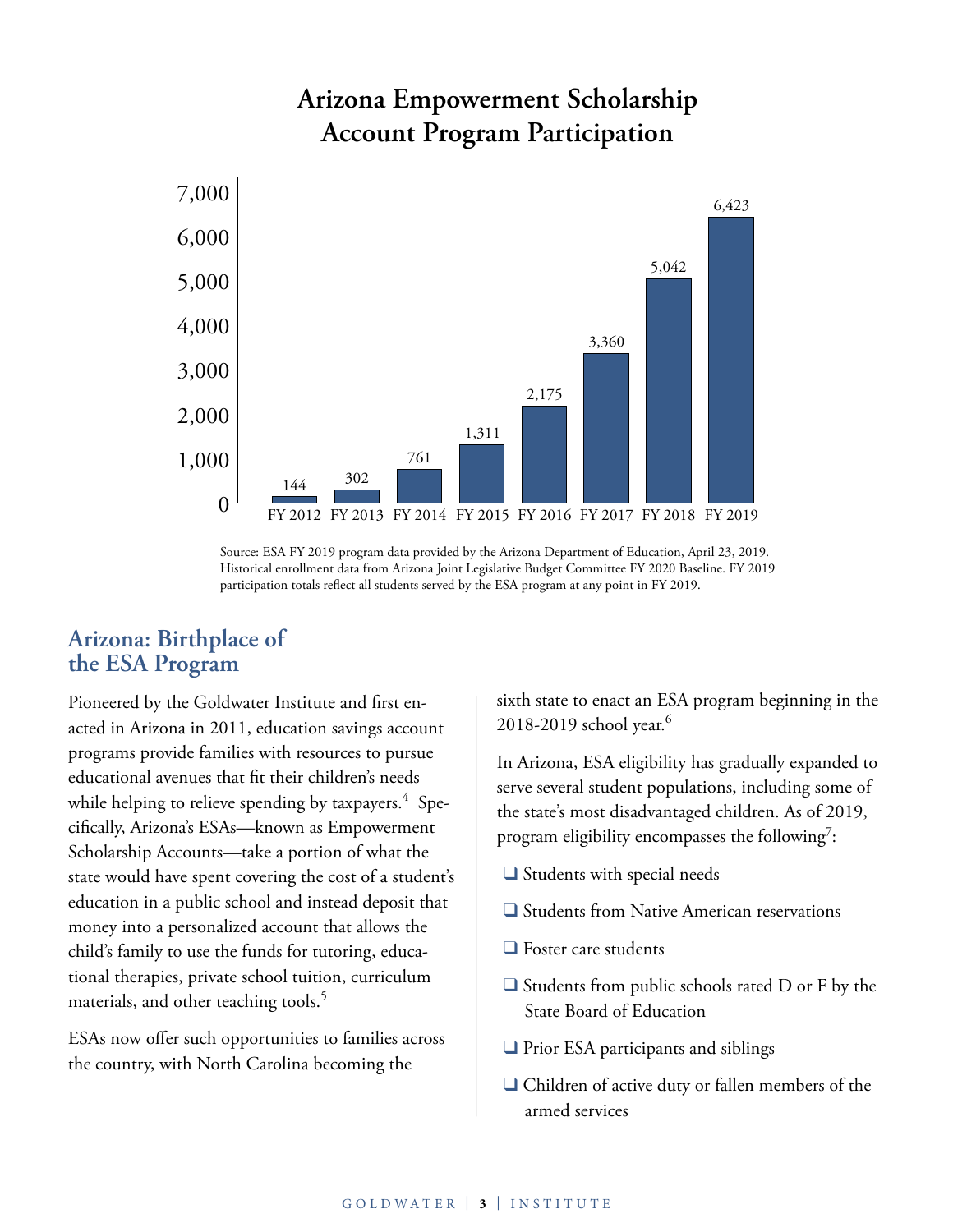## Arizona Empowerment Scholarship Account Program Participation

| Fiscal Year | Participants |
|---|---|
| FY 2012 | 144 |
| FY 2013 | 302 |
| FY 2014 | 761 |
| FY 2015 | 1,311 |
| FY 2016 | 2,175 |
| FY 2017 | 3,360 |
| FY 2018 | 5,042 |
| FY 2019 | 6,423 |

Source: ESA FY 2019 program data provided by the Arizona Department of Education, April 23, 2019. Historical enrollment data from Arizona Joint Legislative Budget Committee FY 2020 Baseline. FY 2019 participation totals reflect all students served by the ESA program at any point in FY 2019.

## Arizona: Birthplace of the ESA Program

Pioneered by the Goldwater Institute and first enacted in Arizona in 2011, education savings account programs provide families with resources to pursue educational avenues that fit their children's needs while helping to relieve spending by taxpayers.[4] Specifically, Arizona's ESAs—known as Empowerment Scholarship Accounts—take a portion of what the state would have spent covering the cost of a student's education in a public school and instead deposit that money into a personalized account that allows the child's family to use the funds for tutoring, educational therapies, private school tuition, curriculum materials, and other teaching tools.[5]

ESAs now offer such opportunities to families across the country, with North Carolina becoming the sixth state to enact an ESA program beginning in the 2018-2019 school year.[6]

In Arizona, ESA eligibility has gradually expanded to serve several student populations, including some of the state's most disadvantaged children. As of 2019, program eligibility encompasses the following[7]:

- Students with special needs
- Students from Native American reservations
- Foster care students
- Students from public schools rated D or F by the State Board of Education
- Prior ESA participants and siblings
- Children of active duty or fallen members of the armed services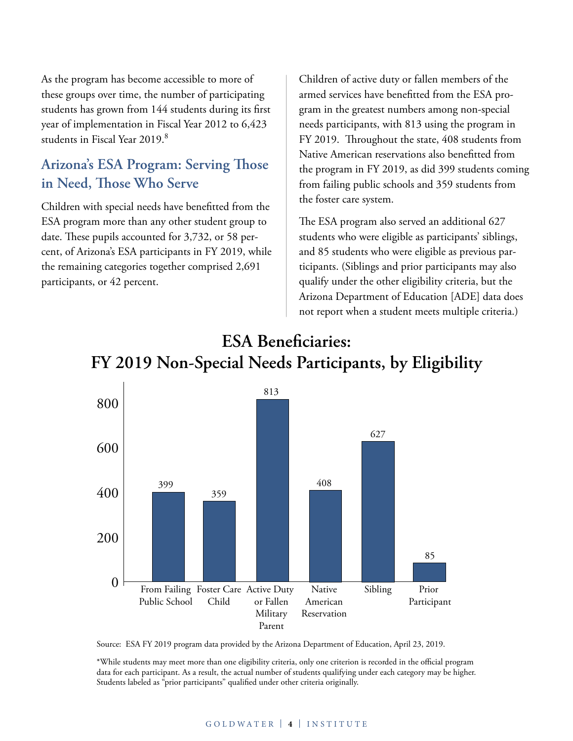As the program has become accessible to more of these groups over time, the number of participating students has grown from 144 students during its first year of implementation in Fiscal Year 2012 to 6,423 students in Fiscal Year 2019.[8]

## Arizona's ESA Program: Serving Those in Need, Those Who Serve

Children with special needs have benefitted from the ESA program more than any other student group to date. These pupils accounted for 3,732, or 58 percent, of Arizona's ESA participants in FY 2019, while the remaining categories together comprised 2,691 participants, or 42 percent.

Children of active duty or fallen members of the armed services have benefitted from the ESA program in the greatest numbers among non-special needs participants, with 813 using the program in FY 2019. Throughout the state, 408 students from Native American reservations also benefitted from the program in FY 2019, as did 399 students coming from failing public schools and 359 students from the foster care system.

The ESA program also served an additional 627 students who were eligible as participants' siblings, and 85 students who were eligible as previous participants. (Siblings and prior participants may also qualify under the other eligibility criteria, but the Arizona Department of Education [ADE] data does not report when a student meets multiple criteria.)

### ESA Beneficiaries: FY 2019 Non-Special Needs Participants, by Eligibility

| Eligibility | Participants |
|---|---|
| From Failing Public School | 399 |
| Foster Care Child | 359 |
| Active Duty or Fallen Military Parent | 813 |
| Native American Reservation | 408 |
| Sibling | 627 |
| Prior Participant | 85 |

Source: ESA FY 2019 program data provided by the Arizona Department of Education, April 23, 2019.

*While students may meet more than one eligibility criteria, only one criterion is recorded in the official program data for each participant. As a result, the actual number of students qualifying under each category may be higher. Students labeled as "prior participants" qualified under other criteria originally.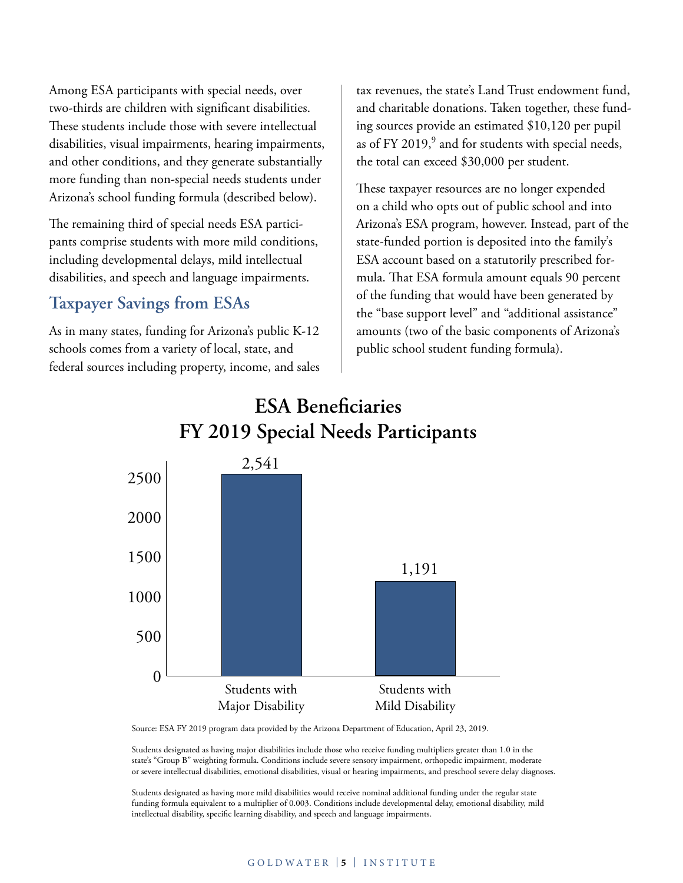Among ESA participants with special needs, over two-thirds are children with significant disabilities. These students include those with severe intellectual disabilities, visual impairments, hearing impairments, and other conditions, and they generate substantially more funding than non-special needs students under Arizona's school funding formula (described below).

The remaining third of special needs ESA participants comprise students with more mild conditions, including developmental delays, mild intellectual disabilities, and speech and language impairments.

## Taxpayer Savings from ESAs

As in many states, funding for Arizona's public K-12 schools comes from a variety of local, state, and federal sources including property, income, and sales tax revenues, the state's Land Trust endowment fund, and charitable donations. Taken together, these funding sources provide an estimated $10,120 per pupil as of FY 2019,[9] and for students with special needs, the total can exceed $30,000 per student.

These taxpayer resources are no longer expended on a child who opts out of public school and into Arizona's ESA program, however. Instead, part of the state-funded portion is deposited into the family's ESA account based on a statutorily prescribed formula. That ESA formula amount equals 90 percent of the funding that would have been generated by the "base support level" and "additional assistance" amounts (two of the basic components of Arizona's public school student funding formula).

**ESA Beneficiaries**
**FY 2019 Special Needs Participants**

| Category | Participants |
| --- | --- |
| Students with Major Disability | 2,541 |
| Students with Mild Disability | 1,191 |

Source: ESA FY 2019 program data provided by the Arizona Department of Education, April 23, 2019.

Students designated as having major disabilities include those who receive funding multipliers greater than 1.0 in the state's "Group B" weighting formula. Conditions include severe sensory impairment, orthopedic impairment, moderate or severe intellectual disabilities, emotional disabilities, visual or hearing impairments, and preschool severe delay diagnoses.

Students designated as having more mild disabilities would receive nominal additional funding under the regular state funding formula equivalent to a multiplier of 0.003. Conditions include developmental delay, emotional disability, mild intellectual disability, specific learning disability, and speech and language impairments.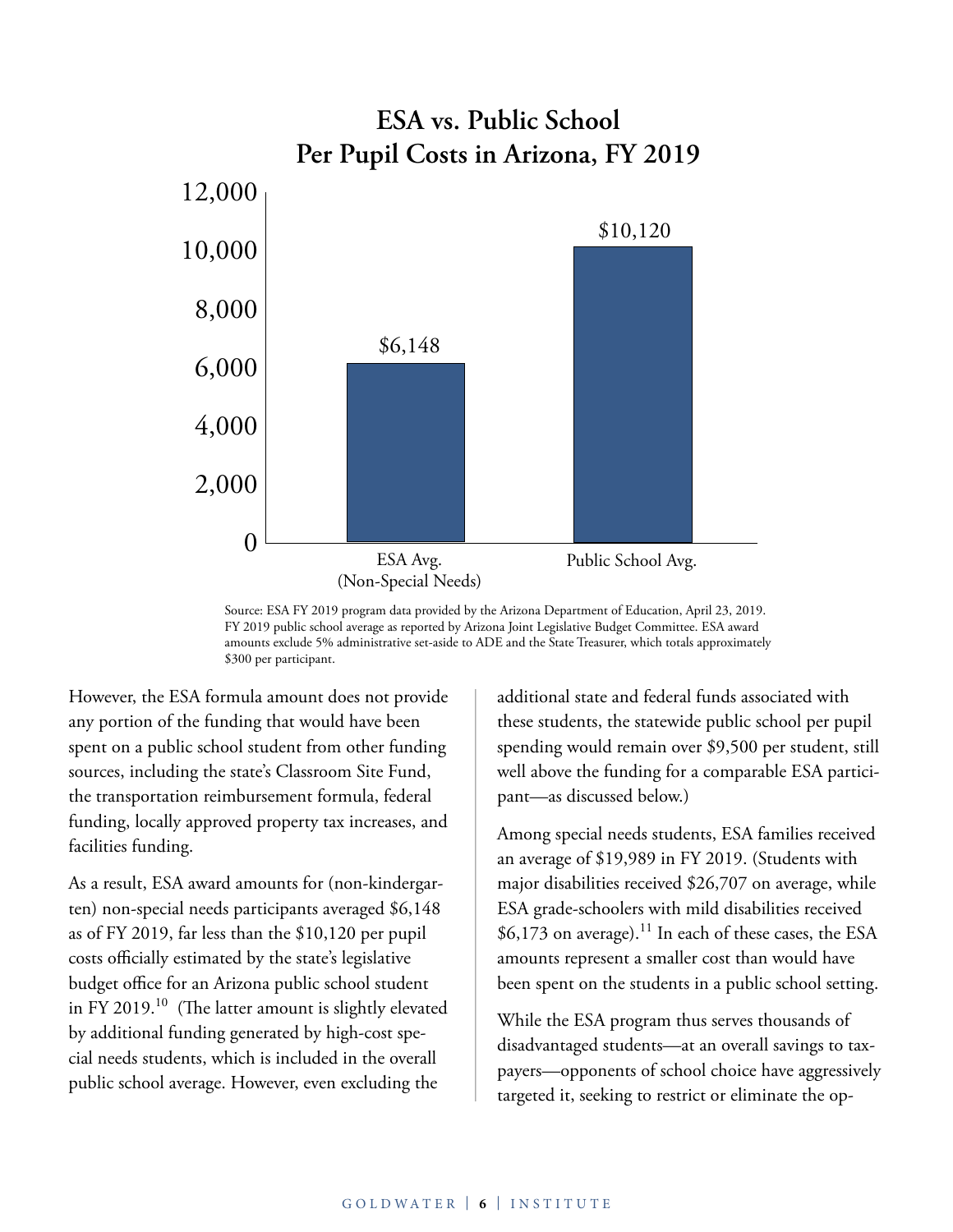## ESA vs. Public School Per Pupil Costs in Arizona, FY 2019

| | ESA Avg. (Non-Special Needs) | Public School Avg. |
|---|---|---|
| Per Pupil Cost | $6,148 | $10,120 |

Source: ESA FY 2019 program data provided by the Arizona Department of Education, April 23, 2019. FY 2019 public school average as reported by Arizona Joint Legislative Budget Committee. ESA award amounts exclude 5% administrative set-aside to ADE and the State Treasurer, which totals approximately $300 per participant.

However, the ESA formula amount does not provide any portion of the funding that would have been spent on a public school student from other funding sources, including the state's Classroom Site Fund, the transportation reimbursement formula, federal funding, locally approved property tax increases, and facilities funding.

As a result, ESA award amounts for (non-kindergarten) non-special needs participants averaged $6,148 as of FY 2019, far less than the $10,120 per pupil costs officially estimated by the state's legislative budget office for an Arizona public school student in FY 2019.[10] (The latter amount is slightly elevated by additional funding generated by high-cost special needs students, which is included in the overall public school average. However, even excluding the additional state and federal funds associated with these students, the statewide public school per pupil spending would remain over $9,500 per student, still well above the funding for a comparable ESA participant—as discussed below.)

Among special needs students, ESA families received an average of $19,989 in FY 2019. (Students with major disabilities received $26,707 on average, while ESA grade-schoolers with mild disabilities received $6,173 on average).[11] In each of these cases, the ESA amounts represent a smaller cost than would have been spent on the students in a public school setting.

While the ESA program thus serves thousands of disadvantaged students—at an overall savings to taxpayers—opponents of school choice have aggressively targeted it, seeking to restrict or eliminate the op-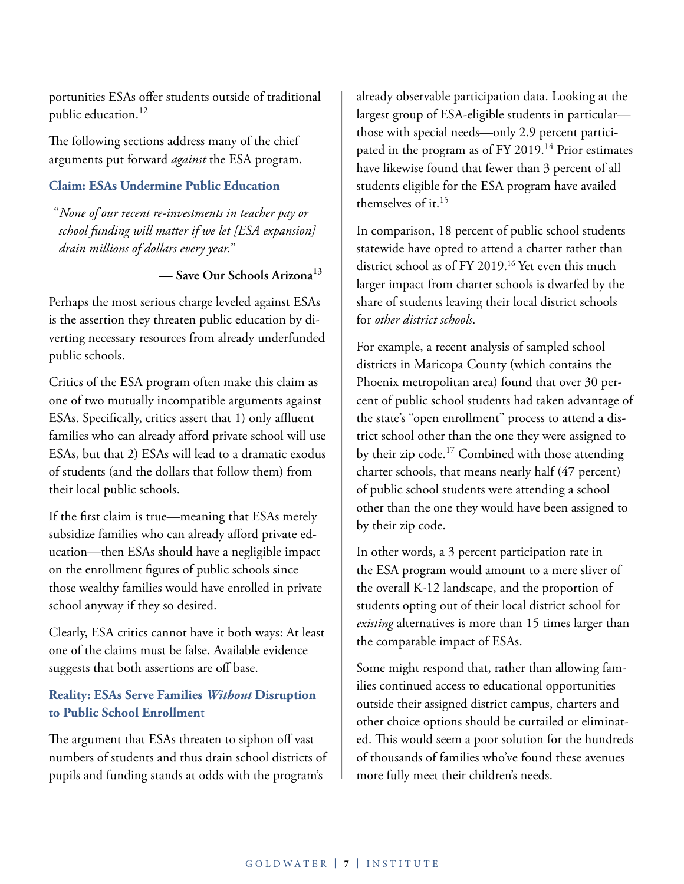portunities ESAs offer students outside of traditional public education.[12]

The following sections address many of the chief arguments put forward *against* the ESA program.

### Claim: ESAs Undermine Public Education

> "*None of our recent re-investments in teacher pay or school funding will matter if we let [ESA expansion] drain millions of dollars every year.*"
>
> **— Save Our Schools Arizona[13]**

Perhaps the most serious charge leveled against ESAs is the assertion they threaten public education by diverting necessary resources from already underfunded public schools.

Critics of the ESA program often make this claim as one of two mutually incompatible arguments against ESAs. Specifically, critics assert that 1) only affluent families who can already afford private school will use ESAs, but that 2) ESAs will lead to a dramatic exodus of students (and the dollars that follow them) from their local public schools.

If the first claim is true—meaning that ESAs merely subsidize families who can already afford private education—then ESAs should have a negligible impact on the enrollment figures of public schools since those wealthy families would have enrolled in private school anyway if they so desired.

Clearly, ESA critics cannot have it both ways: At least one of the claims must be false. Available evidence suggests that both assertions are off base.

### Reality: ESAs Serve Families *Without* Disruption to Public School Enrollment

The argument that ESAs threaten to siphon off vast numbers of students and thus drain school districts of pupils and funding stands at odds with the program's already observable participation data. Looking at the largest group of ESA-eligible students in particular—those with special needs—only 2.9 percent participated in the program as of FY 2019.[14] Prior estimates have likewise found that fewer than 3 percent of all students eligible for the ESA program have availed themselves of it.[15]

In comparison, 18 percent of public school students statewide have opted to attend a charter rather than district school as of FY 2019.[16] Yet even this much larger impact from charter schools is dwarfed by the share of students leaving their local district schools for *other district schools*.

For example, a recent analysis of sampled school districts in Maricopa County (which contains the Phoenix metropolitan area) found that over 30 percent of public school students had taken advantage of the state's "open enrollment" process to attend a district school other than the one they were assigned to by their zip code.[17] Combined with those attending charter schools, that means nearly half (47 percent) of public school students were attending a school other than the one they would have been assigned to by their zip code.

In other words, a 3 percent participation rate in the ESA program would amount to a mere sliver of the overall K-12 landscape, and the proportion of students opting out of their local district school for *existing* alternatives is more than 15 times larger than the comparable impact of ESAs.

Some might respond that, rather than allowing families continued access to educational opportunities outside their assigned district campus, charters and other choice options should be curtailed or eliminated. This would seem a poor solution for the hundreds of thousands of families who've found these avenues more fully meet their children's needs.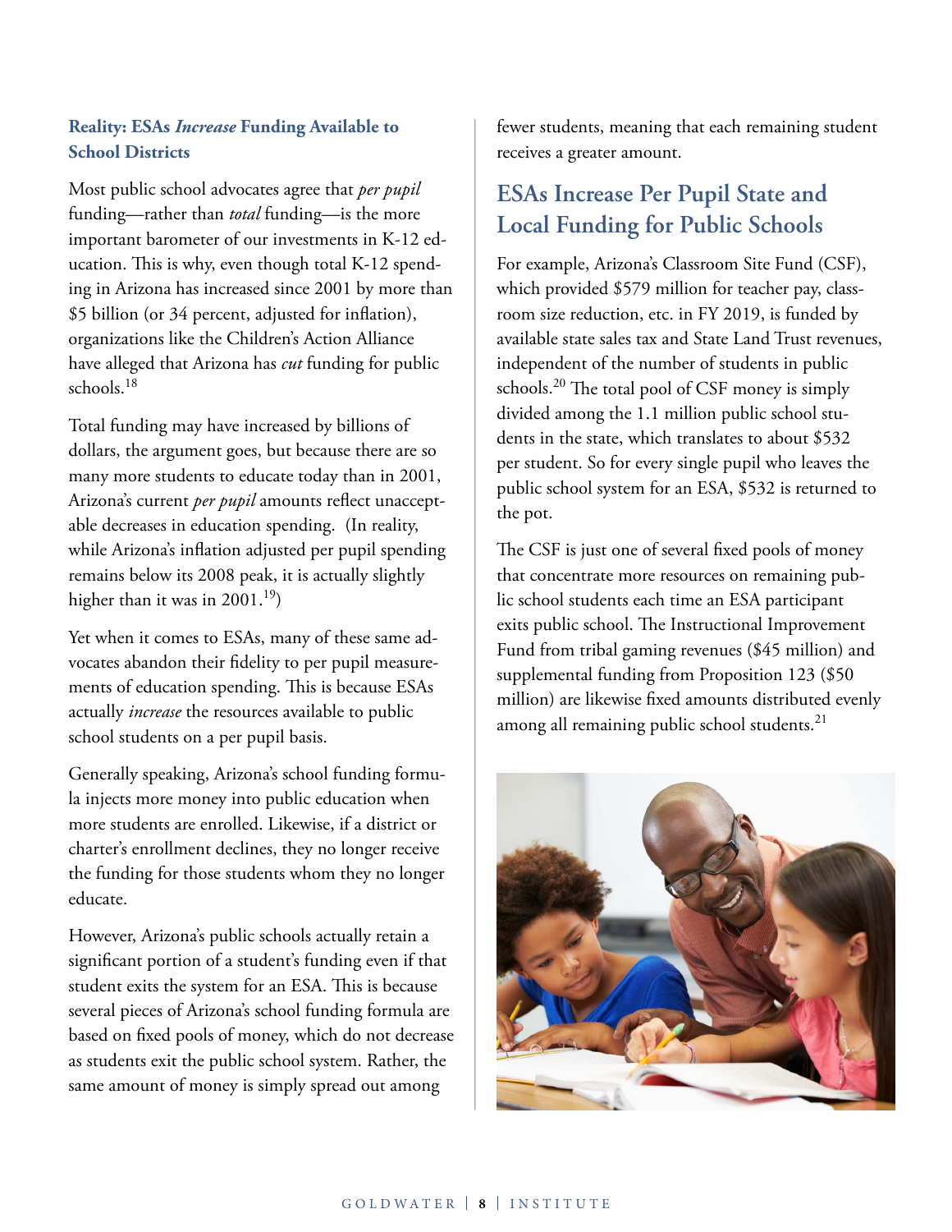### Reality: ESAs *Increase* Funding Available to School Districts

Most public school advocates agree that *per pupil* funding—rather than *total* funding—is the more important barometer of our investments in K-12 education. This is why, even though total K-12 spending in Arizona has increased since 2001 by more than $5 billion (or 34 percent, adjusted for inflation), organizations like the Children's Action Alliance have alleged that Arizona has *cut* funding for public schools.[18]

Total funding may have increased by billions of dollars, the argument goes, but because there are so many more students to educate today than in 2001, Arizona's current *per pupil* amounts reflect unacceptable decreases in education spending. (In reality, while Arizona's inflation adjusted per pupil spending remains below its 2008 peak, it is actually slightly higher than it was in 2001.[19])

Yet when it comes to ESAs, many of these same advocates abandon their fidelity to per pupil measurements of education spending. This is because ESAs actually *increase* the resources available to public school students on a per pupil basis.

Generally speaking, Arizona's school funding formula injects more money into public education when more students are enrolled. Likewise, if a district or charter's enrollment declines, they no longer receive the funding for those students whom they no longer educate.

However, Arizona's public schools actually retain a significant portion of a student's funding even if that student exits the system for an ESA. This is because several pieces of Arizona's school funding formula are based on fixed pools of money, which do not decrease as students exit the public school system. Rather, the same amount of money is simply spread out among fewer students, meaning that each remaining student receives a greater amount.

## ESAs Increase Per Pupil State and Local Funding for Public Schools

For example, Arizona's Classroom Site Fund (CSF), which provided $579 million for teacher pay, classroom size reduction, etc. in FY 2019, is funded by available state sales tax and State Land Trust revenues, independent of the number of students in public schools.[20] The total pool of CSF money is simply divided among the 1.1 million public school students in the state, which translates to about $532 per student. So for every single pupil who leaves the public school system for an ESA, $532 is returned to the pot.

The CSF is just one of several fixed pools of money that concentrate more resources on remaining public school students each time an ESA participant exits public school. The Instructional Improvement Fund from tribal gaming revenues ($45 million) and supplemental funding from Proposition 123 ($50 million) are likewise fixed amounts distributed evenly among all remaining public school students.[21]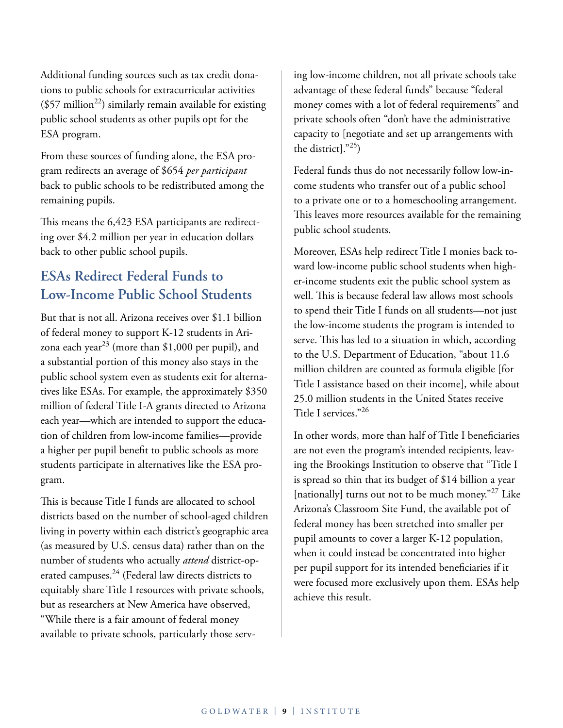Additional funding sources such as tax credit donations to public schools for extracurricular activities ($57 million[22]) similarly remain available for existing public school students as other pupils opt for the ESA program.

From these sources of funding alone, the ESA program redirects an average of $654 *per participant* back to public schools to be redistributed among the remaining pupils.

This means the 6,423 ESA participants are redirecting over $4.2 million per year in education dollars back to other public school pupils.

## ESAs Redirect Federal Funds to Low-Income Public School Students

But that is not all. Arizona receives over $1.1 billion of federal money to support K-12 students in Arizona each year[23] (more than $1,000 per pupil), and a substantial portion of this money also stays in the public school system even as students exit for alternatives like ESAs. For example, the approximately $350 million of federal Title I-A grants directed to Arizona each year—which are intended to support the education of children from low-income families—provide a higher per pupil benefit to public schools as more students participate in alternatives like the ESA program.

This is because Title I funds are allocated to school districts based on the number of school-aged children living in poverty within each district's geographic area (as measured by U.S. census data) rather than on the number of students who actually *attend* district-operated campuses.[24] (Federal law directs districts to equitably share Title I resources with private schools, but as researchers at New America have observed, "While there is a fair amount of federal money available to private schools, particularly those serving low-income children, not all private schools take advantage of these federal funds" because "federal money comes with a lot of federal requirements" and private schools often "don't have the administrative capacity to [negotiate and set up arrangements with the district]."[25])

Federal funds thus do not necessarily follow low-income students who transfer out of a public school to a private one or to a homeschooling arrangement. This leaves more resources available for the remaining public school students.

Moreover, ESAs help redirect Title I monies back toward low-income public school students when higher-income students exit the public school system as well. This is because federal law allows most schools to spend their Title I funds on all students—not just the low-income students the program is intended to serve. This has led to a situation in which, according to the U.S. Department of Education, "about 11.6 million children are counted as formula eligible [for Title I assistance based on their income], while about 25.0 million students in the United States receive Title I services."[26]

In other words, more than half of Title I beneficiaries are not even the program's intended recipients, leaving the Brookings Institution to observe that "Title I is spread so thin that its budget of $14 billion a year [nationally] turns out not to be much money."[27] Like Arizona's Classroom Site Fund, the available pot of federal money has been stretched into smaller per pupil amounts to cover a larger K-12 population, when it could instead be concentrated into higher per pupil support for its intended beneficiaries if it were focused more exclusively upon them. ESAs help achieve this result.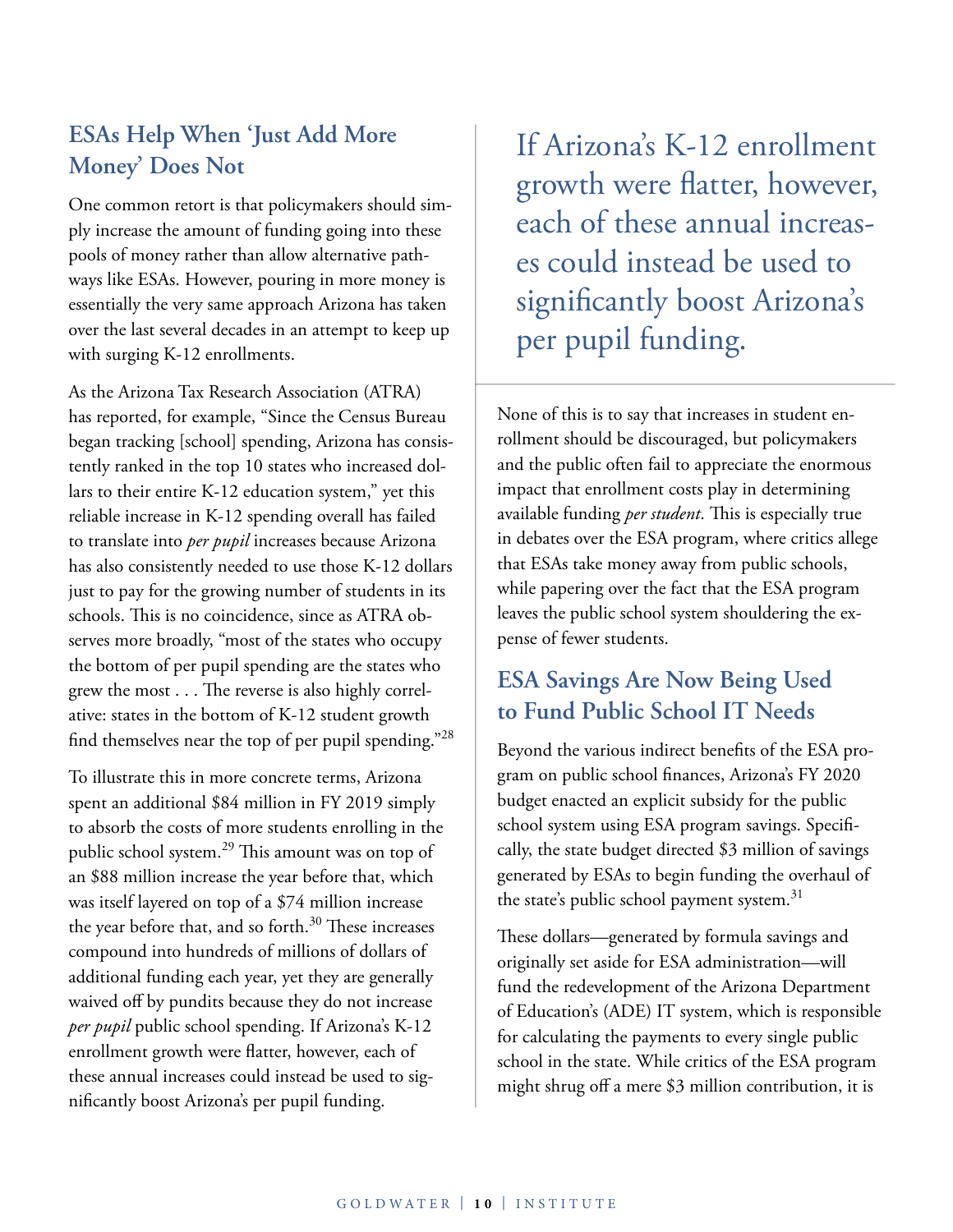## ESAs Help When 'Just Add More Money' Does Not

One common retort is that policymakers should simply increase the amount of funding going into these pools of money rather than allow alternative pathways like ESAs. However, pouring in more money is essentially the very same approach Arizona has taken over the last several decades in an attempt to keep up with surging K-12 enrollments.

As the Arizona Tax Research Association (ATRA) has reported, for example, "Since the Census Bureau began tracking [school] spending, Arizona has consistently ranked in the top 10 states who increased dollars to their entire K-12 education system," yet this reliable increase in K-12 spending overall has failed to translate into *per pupil* increases because Arizona has also consistently needed to use those K-12 dollars just to pay for the growing number of students in its schools. This is no coincidence, since as ATRA observes more broadly, "most of the states who occupy the bottom of per pupil spending are the states who grew the most . . . The reverse is also highly correlative: states in the bottom of K-12 student growth find themselves near the top of per pupil spending."[28]

To illustrate this in more concrete terms, Arizona spent an additional $84 million in FY 2019 simply to absorb the costs of more students enrolling in the public school system.[29] This amount was on top of an $88 million increase the year before that, which was itself layered on top of a $74 million increase the year before that, and so forth.[30] These increases compound into hundreds of millions of dollars of additional funding each year, yet they are generally waived off by pundits because they do not increase *per pupil* public school spending. If Arizona's K-12 enrollment growth were flatter, however, each of these annual increases could instead be used to significantly boost Arizona's per pupil funding.

> If Arizona's K-12 enrollment growth were flatter, however, each of these annual increases could instead be used to significantly boost Arizona's per pupil funding.

None of this is to say that increases in student enrollment should be discouraged, but policymakers and the public often fail to appreciate the enormous impact that enrollment costs play in determining available funding *per student*. This is especially true in debates over the ESA program, where critics allege that ESAs take money away from public schools, while papering over the fact that the ESA program leaves the public school system shouldering the expense of fewer students.

## ESA Savings Are Now Being Used to Fund Public School IT Needs

Beyond the various indirect benefits of the ESA program on public school finances, Arizona's FY 2020 budget enacted an explicit subsidy for the public school system using ESA program savings. Specifically, the state budget directed $3 million of savings generated by ESAs to begin funding the overhaul of the state's public school payment system.[31]

These dollars—generated by formula savings and originally set aside for ESA administration—will fund the redevelopment of the Arizona Department of Education's (ADE) IT system, which is responsible for calculating the payments to every single public school in the state. While critics of the ESA program might shrug off a mere $3 million contribution, it is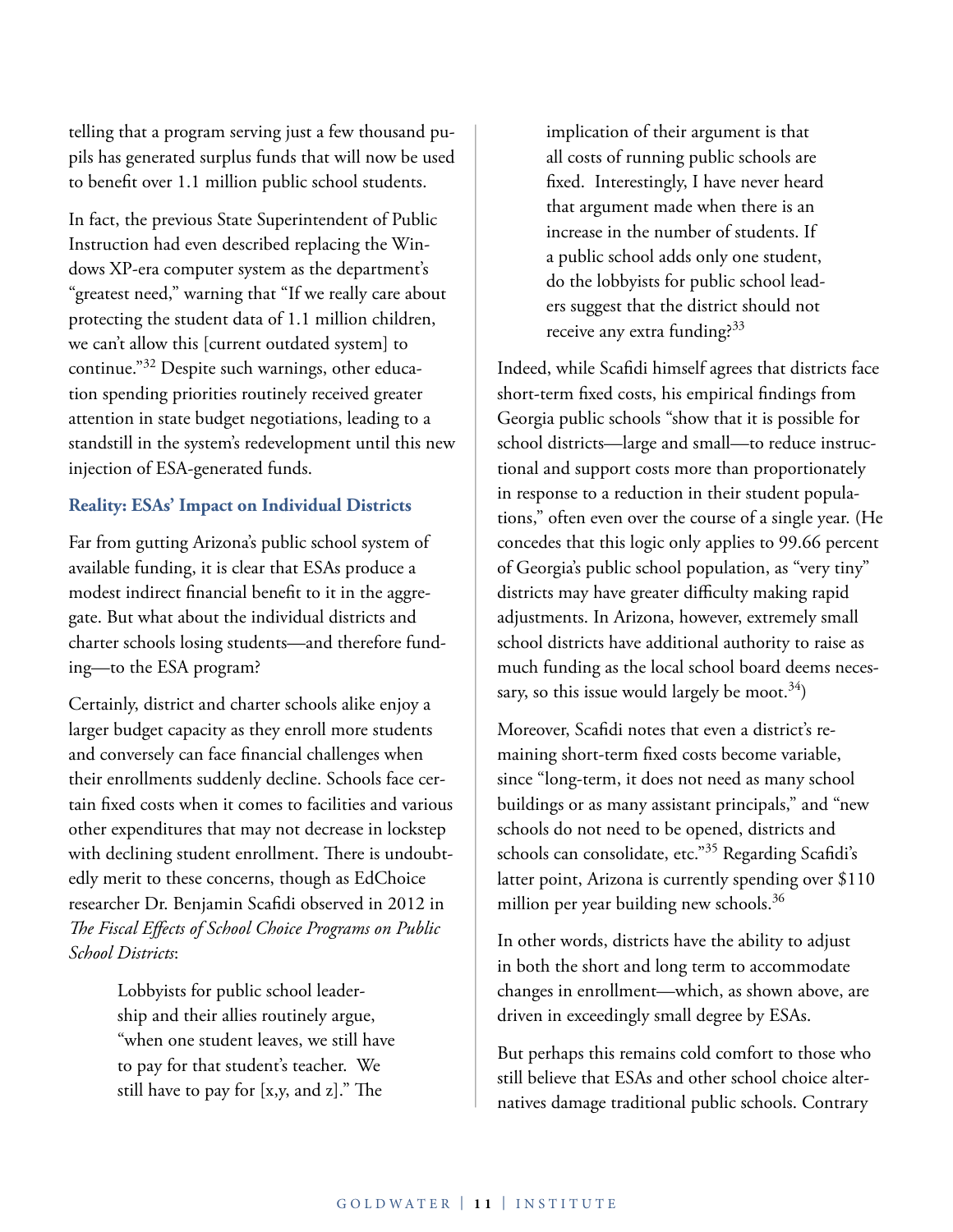telling that a program serving just a few thousand pupils has generated surplus funds that will now be used to benefit over 1.1 million public school students.

In fact, the previous State Superintendent of Public Instruction had even described replacing the Windows XP-era computer system as the department's "greatest need," warning that "If we really care about protecting the student data of 1.1 million children, we can't allow this [current outdated system] to continue."[32] Despite such warnings, other education spending priorities routinely received greater attention in state budget negotiations, leading to a standstill in the system's redevelopment until this new injection of ESA-generated funds.

### Reality: ESAs' Impact on Individual Districts

Far from gutting Arizona's public school system of available funding, it is clear that ESAs produce a modest indirect financial benefit to it in the aggregate. But what about the individual districts and charter schools losing students—and therefore funding—to the ESA program?

Certainly, district and charter schools alike enjoy a larger budget capacity as they enroll more students and conversely can face financial challenges when their enrollments suddenly decline. Schools face certain fixed costs when it comes to facilities and various other expenditures that may not decrease in lockstep with declining student enrollment. There is undoubtedly merit to these concerns, though as EdChoice researcher Dr. Benjamin Scafidi observed in 2012 in *The Fiscal Effects of School Choice Programs on Public School Districts*:

> Lobbyists for public school leadership and their allies routinely argue, "when one student leaves, we still have to pay for that student's teacher. We still have to pay for [x,y, and z]." The implication of their argument is that all costs of running public schools are fixed. Interestingly, I have never heard that argument made when there is an increase in the number of students. If a public school adds only one student, do the lobbyists for public school leaders suggest that the district should not receive any extra funding?[33]

Indeed, while Scafidi himself agrees that districts face short-term fixed costs, his empirical findings from Georgia public schools "show that it is possible for school districts—large and small—to reduce instructional and support costs more than proportionately in response to a reduction in their student populations," often even over the course of a single year. (He concedes that this logic only applies to 99.66 percent of Georgia's public school population, as "very tiny" districts may have greater difficulty making rapid adjustments. In Arizona, however, extremely small school districts have additional authority to raise as much funding as the local school board deems necessary, so this issue would largely be moot.[34])

Moreover, Scafidi notes that even a district's remaining short-term fixed costs become variable, since "long-term, it does not need as many school buildings or as many assistant principals," and "new schools do not need to be opened, districts and schools can consolidate, etc."[35] Regarding Scafidi's latter point, Arizona is currently spending over $110 million per year building new schools.[36]

In other words, districts have the ability to adjust in both the short and long term to accommodate changes in enrollment—which, as shown above, are driven in exceedingly small degree by ESAs.

But perhaps this remains cold comfort to those who still believe that ESAs and other school choice alternatives damage traditional public schools. Contrary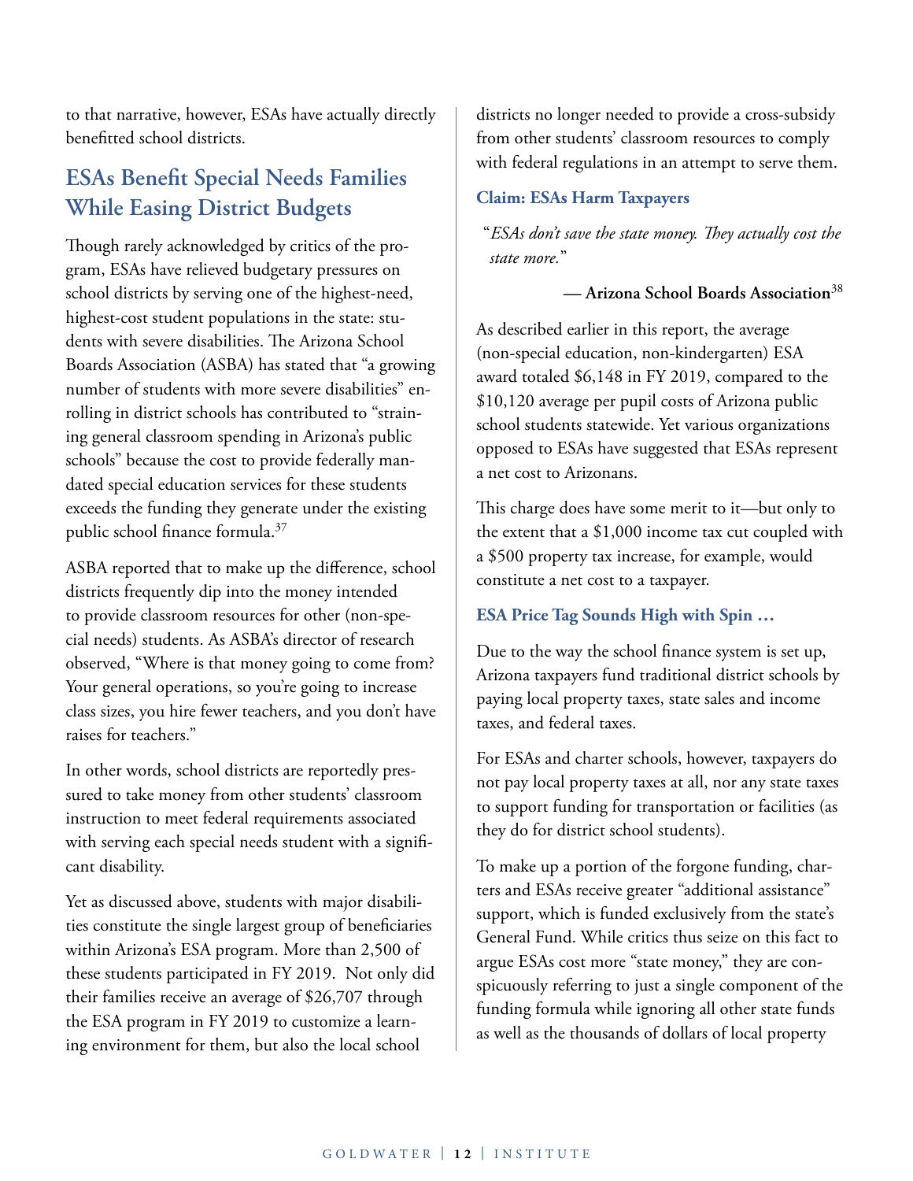to that narrative, however, ESAs have actually directly benefitted school districts.

## ESAs Benefit Special Needs Families While Easing District Budgets

Though rarely acknowledged by critics of the program, ESAs have relieved budgetary pressures on school districts by serving one of the highest-need, highest-cost student populations in the state: students with severe disabilities. The Arizona School Boards Association (ASBA) has stated that "a growing number of students with more severe disabilities" enrolling in district schools has contributed to "straining general classroom spending in Arizona's public schools" because the cost to provide federally mandated special education services for these students exceeds the funding they generate under the existing public school finance formula.[37]

ASBA reported that to make up the difference, school districts frequently dip into the money intended to provide classroom resources for other (non-special needs) students. As ASBA's director of research observed, "Where is that money going to come from? Your general operations, so you're going to increase class sizes, you hire fewer teachers, and you don't have raises for teachers."

In other words, school districts are reportedly pressured to take money from other students' classroom instruction to meet federal requirements associated with serving each special needs student with a significant disability.

Yet as discussed above, students with major disabilities constitute the single largest group of beneficiaries within Arizona's ESA program. More than 2,500 of these students participated in FY 2019. Not only did their families receive an average of $26,707 through the ESA program in FY 2019 to customize a learning environment for them, but also the local school districts no longer needed to provide a cross-subsidy from other students' classroom resources to comply with federal regulations in an attempt to serve them.

### Claim: ESAs Harm Taxpayers

> "*ESAs don't save the state money. They actually cost the state more.*"
>
> **— Arizona School Boards Association**[38]

As described earlier in this report, the average (non-special education, non-kindergarten) ESA award totaled $6,148 in FY 2019, compared to the $10,120 average per pupil costs of Arizona public school students statewide. Yet various organizations opposed to ESAs have suggested that ESAs represent a net cost to Arizonans.

This charge does have some merit to it—but only to the extent that a $1,000 income tax cut coupled with a $500 property tax increase, for example, would constitute a net cost to a taxpayer.

### ESA Price Tag Sounds High with Spin …

Due to the way the school finance system is set up, Arizona taxpayers fund traditional district schools by paying local property taxes, state sales and income taxes, and federal taxes.

For ESAs and charter schools, however, taxpayers do not pay local property taxes at all, nor any state taxes to support funding for transportation or facilities (as they do for district school students).

To make up a portion of the forgone funding, charters and ESAs receive greater "additional assistance" support, which is funded exclusively from the state's General Fund. While critics thus seize on this fact to argue ESAs cost more "state money," they are conspicuously referring to just a single component of the funding formula while ignoring all other state funds as well as the thousands of dollars of local property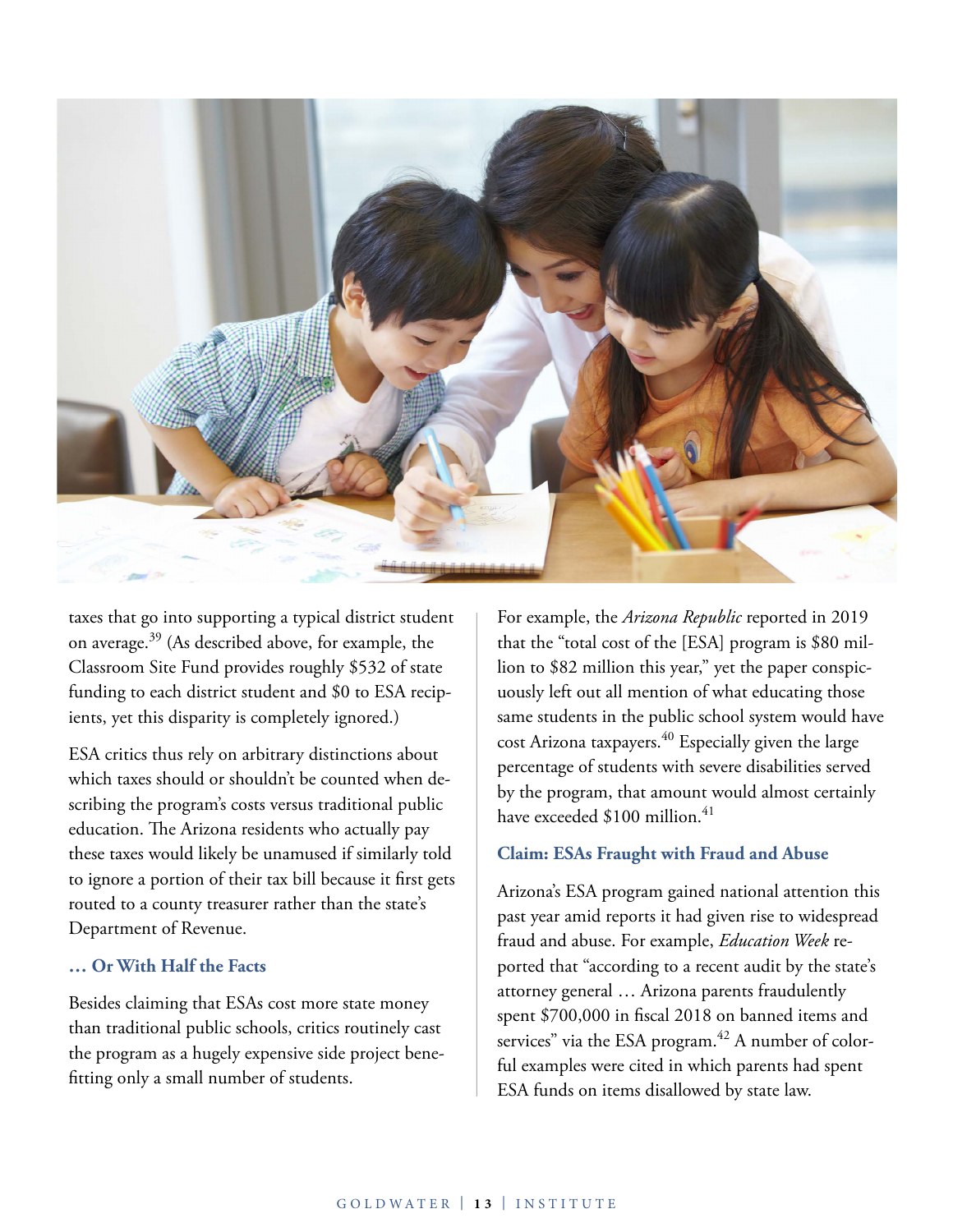taxes that go into supporting a typical district student on average.[39] (As described above, for example, the Classroom Site Fund provides roughly $532 of state funding to each district student and $0 to ESA recipients, yet this disparity is completely ignored.)

ESA critics thus rely on arbitrary distinctions about which taxes should or shouldn't be counted when describing the program's costs versus traditional public education. The Arizona residents who actually pay these taxes would likely be unamused if similarly told to ignore a portion of their tax bill because it first gets routed to a county treasurer rather than the state's Department of Revenue.

### … Or With Half the Facts

Besides claiming that ESAs cost more state money than traditional public schools, critics routinely cast the program as a hugely expensive side project benefitting only a small number of students.

For example, the *Arizona Republic* reported in 2019 that the "total cost of the [ESA] program is $80 million to $82 million this year," yet the paper conspicuously left out all mention of what educating those same students in the public school system would have cost Arizona taxpayers.[40] Especially given the large percentage of students with severe disabilities served by the program, that amount would almost certainly have exceeded $100 million.[41]

### Claim: ESAs Fraught with Fraud and Abuse

Arizona's ESA program gained national attention this past year amid reports it had given rise to widespread fraud and abuse. For example, *Education Week* reported that "according to a recent audit by the state's attorney general … Arizona parents fraudulently spent $700,000 in fiscal 2018 on banned items and services" via the ESA program.[42] A number of colorful examples were cited in which parents had spent ESA funds on items disallowed by state law.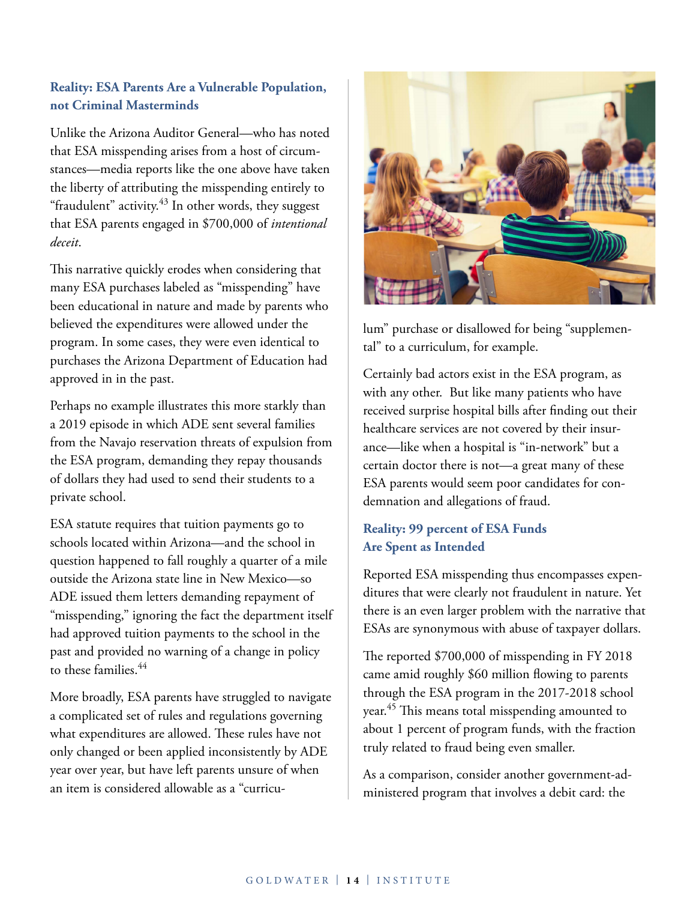### Reality: ESA Parents Are a Vulnerable Population, not Criminal Masterminds

Unlike the Arizona Auditor General—who has noted that ESA misspending arises from a host of circumstances—media reports like the one above have taken the liberty of attributing the misspending entirely to "fraudulent" activity.[43] In other words, they suggest that ESA parents engaged in $700,000 of *intentional deceit*.

This narrative quickly erodes when considering that many ESA purchases labeled as "misspending" have been educational in nature and made by parents who believed the expenditures were allowed under the program. In some cases, they were even identical to purchases the Arizona Department of Education had approved in in the past.

Perhaps no example illustrates this more starkly than a 2019 episode in which ADE sent several families from the Navajo reservation threats of expulsion from the ESA program, demanding they repay thousands of dollars they had used to send their students to a private school.

ESA statute requires that tuition payments go to schools located within Arizona—and the school in question happened to fall roughly a quarter of a mile outside the Arizona state line in New Mexico—so ADE issued them letters demanding repayment of "misspending," ignoring the fact the department itself had approved tuition payments to the school in the past and provided no warning of a change in policy to these families.[44]

More broadly, ESA parents have struggled to navigate a complicated set of rules and regulations governing what expenditures are allowed. These rules have not only changed or been applied inconsistently by ADE year over year, but have left parents unsure of when an item is considered allowable as a "curriculum" purchase or disallowed for being "supplemental" to a curriculum, for example.

Certainly bad actors exist in the ESA program, as with any other. But like many patients who have received surprise hospital bills after finding out their healthcare services are not covered by their insurance—like when a hospital is "in-network" but a certain doctor there is not—a great many of these ESA parents would seem poor candidates for condemnation and allegations of fraud.

### Reality: 99 percent of ESA Funds Are Spent as Intended

Reported ESA misspending thus encompasses expenditures that were clearly not fraudulent in nature. Yet there is an even larger problem with the narrative that ESAs are synonymous with abuse of taxpayer dollars.

The reported $700,000 of misspending in FY 2018 came amid roughly $60 million flowing to parents through the ESA program in the 2017-2018 school year.[45] This means total misspending amounted to about 1 percent of program funds, with the fraction truly related to fraud being even smaller.

As a comparison, consider another government-administered program that involves a debit card: the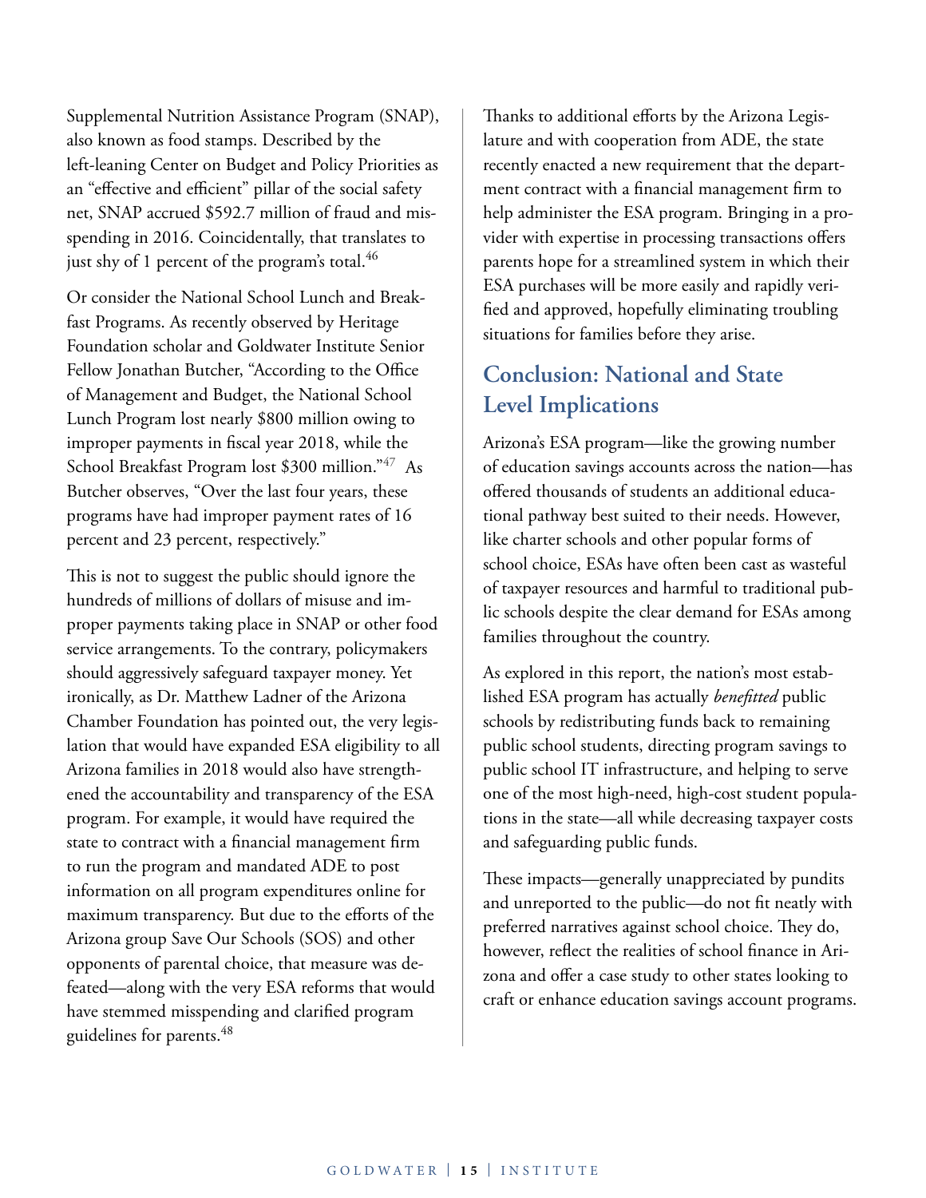Supplemental Nutrition Assistance Program (SNAP), also known as food stamps. Described by the left-leaning Center on Budget and Policy Priorities as an "effective and efficient" pillar of the social safety net, SNAP accrued $592.7 million of fraud and misspending in 2016. Coincidentally, that translates to just shy of 1 percent of the program's total.[46]

Or consider the National School Lunch and Breakfast Programs. As recently observed by Heritage Foundation scholar and Goldwater Institute Senior Fellow Jonathan Butcher, "According to the Office of Management and Budget, the National School Lunch Program lost nearly $800 million owing to improper payments in fiscal year 2018, while the School Breakfast Program lost $300 million."[47] As Butcher observes, "Over the last four years, these programs have had improper payment rates of 16 percent and 23 percent, respectively."

This is not to suggest the public should ignore the hundreds of millions of dollars of misuse and improper payments taking place in SNAP or other food service arrangements. To the contrary, policymakers should aggressively safeguard taxpayer money. Yet ironically, as Dr. Matthew Ladner of the Arizona Chamber Foundation has pointed out, the very legislation that would have expanded ESA eligibility to all Arizona families in 2018 would also have strengthened the accountability and transparency of the ESA program. For example, it would have required the state to contract with a financial management firm to run the program and mandated ADE to post information on all program expenditures online for maximum transparency. But due to the efforts of the Arizona group Save Our Schools (SOS) and other opponents of parental choice, that measure was defeated—along with the very ESA reforms that would have stemmed misspending and clarified program guidelines for parents.[48]

Thanks to additional efforts by the Arizona Legislature and with cooperation from ADE, the state recently enacted a new requirement that the department contract with a financial management firm to help administer the ESA program. Bringing in a provider with expertise in processing transactions offers parents hope for a streamlined system in which their ESA purchases will be more easily and rapidly verified and approved, hopefully eliminating troubling situations for families before they arise.

## Conclusion: National and State Level Implications

Arizona's ESA program—like the growing number of education savings accounts across the nation—has offered thousands of students an additional educational pathway best suited to their needs. However, like charter schools and other popular forms of school choice, ESAs have often been cast as wasteful of taxpayer resources and harmful to traditional public schools despite the clear demand for ESAs among families throughout the country.

As explored in this report, the nation's most established ESA program has actually *benefitted* public schools by redistributing funds back to remaining public school students, directing program savings to public school IT infrastructure, and helping to serve one of the most high-need, high-cost student populations in the state—all while decreasing taxpayer costs and safeguarding public funds.

These impacts—generally unappreciated by pundits and unreported to the public—do not fit neatly with preferred narratives against school choice. They do, however, reflect the realities of school finance in Arizona and offer a case study to other states looking to craft or enhance education savings account programs.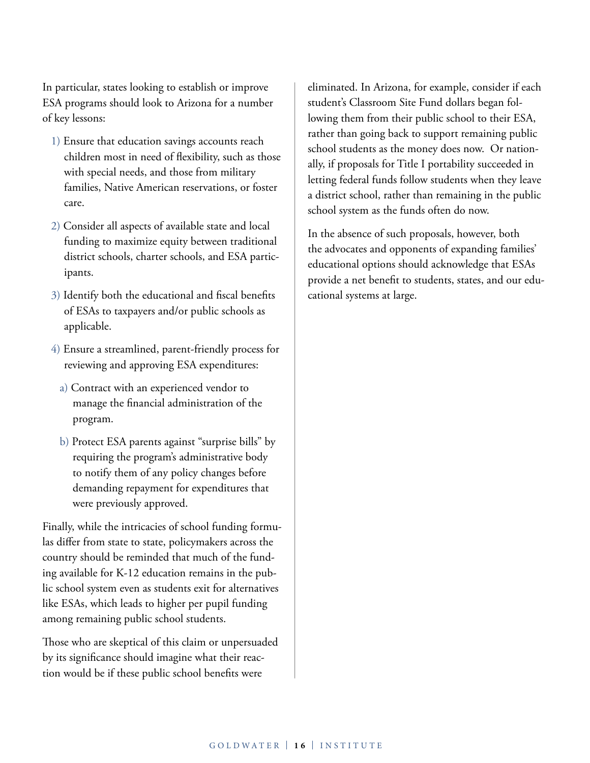In particular, states looking to establish or improve ESA programs should look to Arizona for a number of key lessons:

1) Ensure that education savings accounts reach children most in need of flexibility, such as those with special needs, and those from military families, Native American reservations, or foster care.

2) Consider all aspects of available state and local funding to maximize equity between traditional district schools, charter schools, and ESA participants.

3) Identify both the educational and fiscal benefits of ESAs to taxpayers and/or public schools as applicable.

4) Ensure a streamlined, parent-friendly process for reviewing and approving ESA expenditures:

   a) Contract with an experienced vendor to manage the financial administration of the program.

   b) Protect ESA parents against "surprise bills" by requiring the program's administrative body to notify them of any policy changes before demanding repayment for expenditures that were previously approved.

Finally, while the intricacies of school funding formulas differ from state to state, policymakers across the country should be reminded that much of the funding available for K-12 education remains in the public school system even as students exit for alternatives like ESAs, which leads to higher per pupil funding among remaining public school students.

Those who are skeptical of this claim or unpersuaded by its significance should imagine what their reaction would be if these public school benefits were eliminated. In Arizona, for example, consider if each student's Classroom Site Fund dollars began following them from their public school to their ESA, rather than going back to support remaining public school students as the money does now. Or nationally, if proposals for Title I portability succeeded in letting federal funds follow students when they leave a district school, rather than remaining in the public school system as the funds often do now.

In the absence of such proposals, however, both the advocates and opponents of expanding families' educational options should acknowledge that ESAs provide a net benefit to students, states, and our educational systems at large.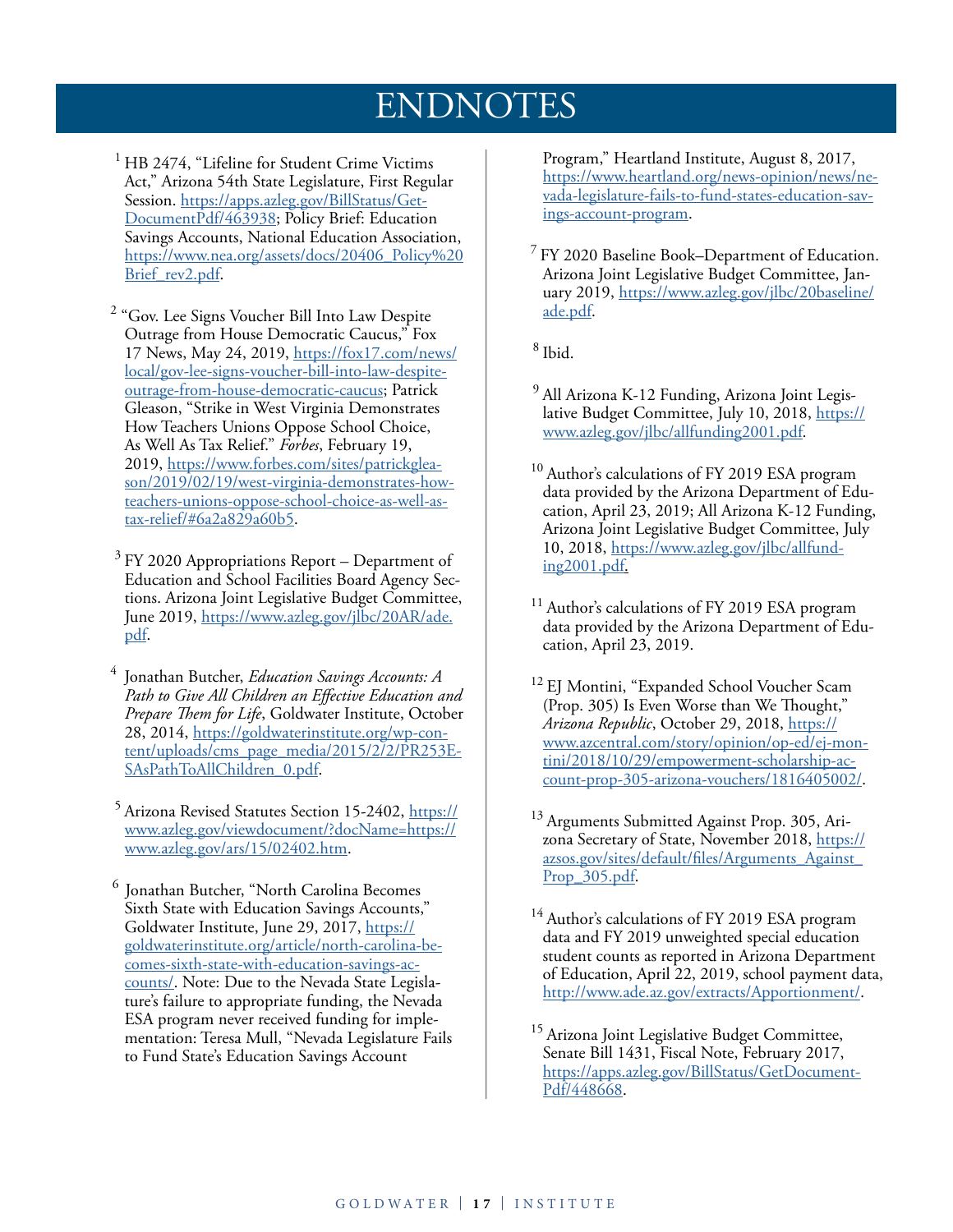# ENDNOTES

[1] HB 2474, "Lifeline for Student Crime Victims Act," Arizona 54th State Legislature, First Regular Session. https://apps.azleg.gov/BillStatus/GetDocumentPdf/463938; Policy Brief: Education Savings Accounts, National Education Association, https://www.nea.org/assets/docs/20406_Policy%20Brief_rev2.pdf.

[2] "Gov. Lee Signs Voucher Bill Into Law Despite Outrage from House Democratic Caucus," Fox 17 News, May 24, 2019, https://fox17.com/news/local/gov-lee-signs-voucher-bill-into-law-despite-outrage-from-house-democratic-caucus; Patrick Gleason, "Strike in West Virginia Demonstrates How Teachers Unions Oppose School Choice, As Well As Tax Relief." *Forbes*, February 19, 2019, https://www.forbes.com/sites/patrickgleason/2019/02/19/west-virginia-demonstrates-how-teachers-unions-oppose-school-choice-as-well-as-tax-relief/#6a2a829a60b5.

[3] FY 2020 Appropriations Report – Department of Education and School Facilities Board Agency Sections. Arizona Joint Legislative Budget Committee, June 2019, https://www.azleg.gov/jlbc/20AR/ade.pdf.

[4] Jonathan Butcher, *Education Savings Accounts: A Path to Give All Children an Effective Education and Prepare Them for Life*, Goldwater Institute, October 28, 2014, https://goldwaterinstitute.org/wp-content/uploads/cms_page_media/2015/2/2/PR253ESAsPathToAllChildren_0.pdf.

[5] Arizona Revised Statutes Section 15-2402, https://www.azleg.gov/viewdocument/?docName=https://www.azleg.gov/ars/15/02402.htm.

[6] Jonathan Butcher, "North Carolina Becomes Sixth State with Education Savings Accounts," Goldwater Institute, June 29, 2017, https://goldwaterinstitute.org/article/north-carolina-becomes-sixth-state-with-education-savings-accounts/. Note: Due to the Nevada State Legislature's failure to appropriate funding, the Nevada ESA program never received funding for implementation: Teresa Mull, "Nevada Legislature Fails to Fund State's Education Savings Account Program," Heartland Institute, August 8, 2017, https://www.heartland.org/news-opinion/news/nevada-legislature-fails-to-fund-states-education-savings-account-program.

[7] FY 2020 Baseline Book–Department of Education. Arizona Joint Legislative Budget Committee, January 2019, https://www.azleg.gov/jlbc/20baseline/ade.pdf.

[8] Ibid.

[9] All Arizona K-12 Funding, Arizona Joint Legislative Budget Committee, July 10, 2018, https://www.azleg.gov/jlbc/allfunding2001.pdf.

[10] Author's calculations of FY 2019 ESA program data provided by the Arizona Department of Education, April 23, 2019; All Arizona K-12 Funding, Arizona Joint Legislative Budget Committee, July 10, 2018, https://www.azleg.gov/jlbc/allfunding2001.pdf.

[11] Author's calculations of FY 2019 ESA program data provided by the Arizona Department of Education, April 23, 2019.

[12] EJ Montini, "Expanded School Voucher Scam (Prop. 305) Is Even Worse than We Thought," *Arizona Republic*, October 29, 2018, https://www.azcentral.com/story/opinion/op-ed/ej-montini/2018/10/29/empowerment-scholarship-account-prop-305-arizona-vouchers/1816405002/.

[13] Arguments Submitted Against Prop. 305, Arizona Secretary of State, November 2018, https://azsos.gov/sites/default/files/Arguments_Against_Prop_305.pdf.

[14] Author's calculations of FY 2019 ESA program data and FY 2019 unweighted special education student counts as reported in Arizona Department of Education, April 22, 2019, school payment data, http://www.ade.az.gov/extracts/Apportionment/.

[15] Arizona Joint Legislative Budget Committee, Senate Bill 1431, Fiscal Note, February 2017, https://apps.azleg.gov/BillStatus/GetDocumentPdf/448668.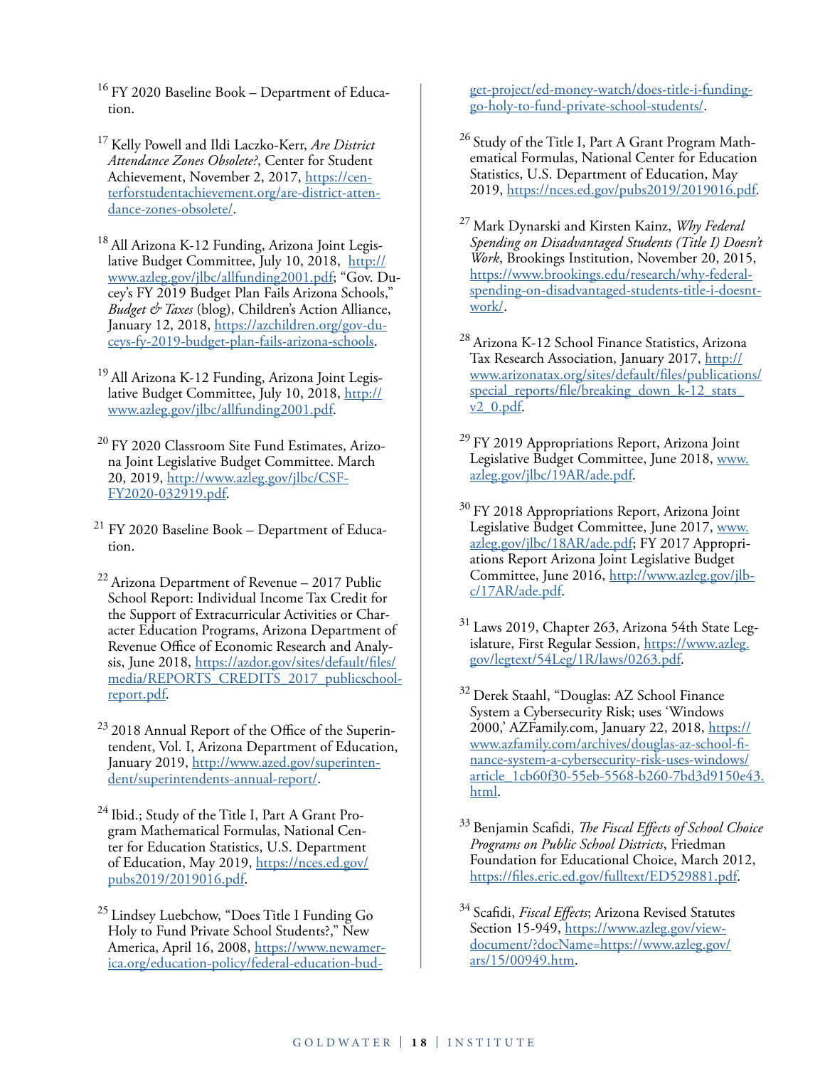[16] FY 2020 Baseline Book – Department of Education.

[17] Kelly Powell and Ildi Laczko-Kerr, *Are District Attendance Zones Obsolete?*, Center for Student Achievement, November 2, 2017, https://centerforstudentachievement.org/are-district-attendance-zones-obsolete/.

[18] All Arizona K-12 Funding, Arizona Joint Legislative Budget Committee, July 10, 2018, http://www.azleg.gov/jlbc/allfunding2001.pdf; "Gov. Ducey's FY 2019 Budget Plan Fails Arizona Schools," *Budget & Taxes* (blog), Children's Action Alliance, January 12, 2018, https://azchildren.org/gov-duceys-fy-2019-budget-plan-fails-arizona-schools.

[19] All Arizona K-12 Funding, Arizona Joint Legislative Budget Committee, July 10, 2018, http://www.azleg.gov/jlbc/allfunding2001.pdf.

[20] FY 2020 Classroom Site Fund Estimates, Arizona Joint Legislative Budget Committee. March 20, 2019, http://www.azleg.gov/jlbc/CSF-FY2020-032919.pdf.

[21] FY 2020 Baseline Book – Department of Education.

[22] Arizona Department of Revenue – 2017 Public School Report: Individual Income Tax Credit for the Support of Extracurricular Activities or Character Education Programs, Arizona Department of Revenue Office of Economic Research and Analysis, June 2018, https://azdor.gov/sites/default/files/media/REPORTS_CREDITS_2017_publicschool-report.pdf.

[23] 2018 Annual Report of the Office of the Superintendent, Vol. I, Arizona Department of Education, January 2019, http://www.azed.gov/superintendent/superintendents-annual-report/.

[24] Ibid.; Study of the Title I, Part A Grant Program Mathematical Formulas, National Center for Education Statistics, U.S. Department of Education, May 2019, https://nces.ed.gov/pubs2019/2019016.pdf.

[25] Lindsey Luebchow, "Does Title I Funding Go Holy to Fund Private School Students?," New America, April 16, 2008, https://www.newamerica.org/education-policy/federal-education-budget-project/ed-money-watch/does-title-i-funding-go-holy-to-fund-private-school-students/.

[26] Study of the Title I, Part A Grant Program Mathematical Formulas, National Center for Education Statistics, U.S. Department of Education, May 2019, https://nces.ed.gov/pubs2019/2019016.pdf.

[27] Mark Dynarski and Kirsten Kainz, *Why Federal Spending on Disadvantaged Students (Title I) Doesn't Work*, Brookings Institution, November 20, 2015, https://www.brookings.edu/research/why-federal-spending-on-disadvantaged-students-title-i-doesnt-work/.

[28] Arizona K-12 School Finance Statistics, Arizona Tax Research Association, January 2017, http://www.arizonatax.org/sites/default/files/publications/special_reports/file/breaking_down_k-12_stats_v2_0.pdf.

[29] FY 2019 Appropriations Report, Arizona Joint Legislative Budget Committee, June 2018, www.azleg.gov/jlbc/19AR/ade.pdf.

[30] FY 2018 Appropriations Report, Arizona Joint Legislative Budget Committee, June 2017, www.azleg.gov/jlbc/18AR/ade.pdf; FY 2017 Appropriations Report Arizona Joint Legislative Budget Committee, June 2016, http://www.azleg.gov/jlbc/17AR/ade.pdf.

[31] Laws 2019, Chapter 263, Arizona 54th State Legislature, First Regular Session, https://www.azleg.gov/legtext/54Leg/1R/laws/0263.pdf.

[32] Derek Staahl, "Douglas: AZ School Finance System a Cybersecurity Risk; uses 'Windows 2000,' AZFamily.com, January 22, 2018, https://www.azfamily.com/archives/douglas-az-school-finance-system-a-cybersecurity-risk-uses-windows/article_1cb60f30-55eb-5568-b260-7bd3d9150e43.html.

[33] Benjamin Scafidi, *The Fiscal Effects of School Choice Programs on Public School Districts*, Friedman Foundation for Educational Choice, March 2012, https://files.eric.ed.gov/fulltext/ED529881.pdf.

[34] Scafidi, *Fiscal Effects*; Arizona Revised Statutes Section 15-949, https://www.azleg.gov/viewdocument/?docName=https://www.azleg.gov/ars/15/00949.htm.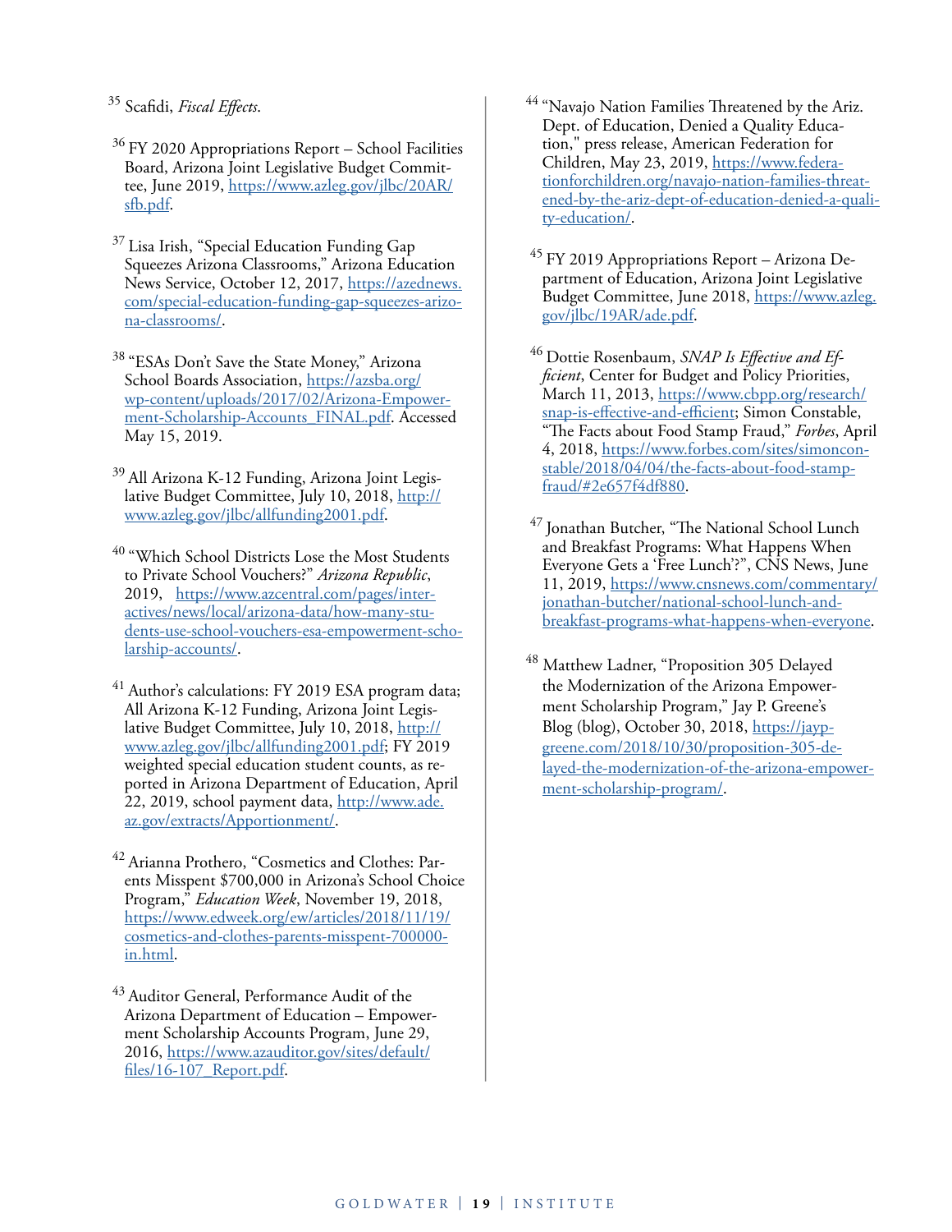[35] Scafidi, *Fiscal Effects*.

[36] FY 2020 Appropriations Report – School Facilities Board, Arizona Joint Legislative Budget Committee, June 2019, https://www.azleg.gov/jlbc/20AR/sfb.pdf.

[37] Lisa Irish, "Special Education Funding Gap Squeezes Arizona Classrooms," Arizona Education News Service, October 12, 2017, https://azednews.com/special-education-funding-gap-squeezes-arizona-classrooms/.

[38] "ESAs Don't Save the State Money," Arizona School Boards Association, https://azsba.org/wp-content/uploads/2017/02/Arizona-Empowerment-Scholarship-Accounts_FINAL.pdf. Accessed May 15, 2019.

[39] All Arizona K-12 Funding, Arizona Joint Legislative Budget Committee, July 10, 2018, http://www.azleg.gov/jlbc/allfunding2001.pdf.

[40] "Which School Districts Lose the Most Students to Private School Vouchers?" *Arizona Republic*, 2019, https://www.azcentral.com/pages/interactives/news/local/arizona-data/how-many-students-use-school-vouchers-esa-empowerment-scholarship-accounts/.

[41] Author's calculations: FY 2019 ESA program data; All Arizona K-12 Funding, Arizona Joint Legislative Budget Committee, July 10, 2018, http://www.azleg.gov/jlbc/allfunding2001.pdf; FY 2019 weighted special education student counts, as reported in Arizona Department of Education, April 22, 2019, school payment data, http://www.ade.az.gov/extracts/Apportionment/.

[42] Arianna Prothero, "Cosmetics and Clothes: Parents Misspent $700,000 in Arizona's School Choice Program," *Education Week*, November 19, 2018, https://www.edweek.org/ew/articles/2018/11/19/cosmetics-and-clothes-parents-misspent-700000-in.html.

[43] Auditor General, Performance Audit of the Arizona Department of Education – Empowerment Scholarship Accounts Program, June 29, 2016, https://www.azauditor.gov/sites/default/files/16-107_Report.pdf.

[44] "Navajo Nation Families Threatened by the Ariz. Dept. of Education, Denied a Quality Education," press release, American Federation for Children, May 23, 2019, https://www.federationforchildren.org/navajo-nation-families-threatened-by-the-ariz-dept-of-education-denied-a-quality-education/.

[45] FY 2019 Appropriations Report – Arizona Department of Education, Arizona Joint Legislative Budget Committee, June 2018, https://www.azleg.gov/jlbc/19AR/ade.pdf.

[46] Dottie Rosenbaum, *SNAP Is Effective and Efficient*, Center for Budget and Policy Priorities, March 11, 2013, https://www.cbpp.org/research/snap-is-effective-and-efficient; Simon Constable, "The Facts about Food Stamp Fraud," *Forbes*, April 4, 2018, https://www.forbes.com/sites/simonconstable/2018/04/04/the-facts-about-food-stamp-fraud/#2e657f4df880.

[47] Jonathan Butcher, "The National School Lunch and Breakfast Programs: What Happens When Everyone Gets a 'Free Lunch'?", CNS News, June 11, 2019, https://www.cnsnews.com/commentary/jonathan-butcher/national-school-lunch-and-breakfast-programs-what-happens-when-everyone.

[48] Matthew Ladner, "Proposition 305 Delayed the Modernization of the Arizona Empowerment Scholarship Program," Jay P. Greene's Blog (blog), October 30, 2018, https://jaypgreene.com/2018/10/30/proposition-305-delayed-the-modernization-of-the-arizona-empowerment-scholarship-program/.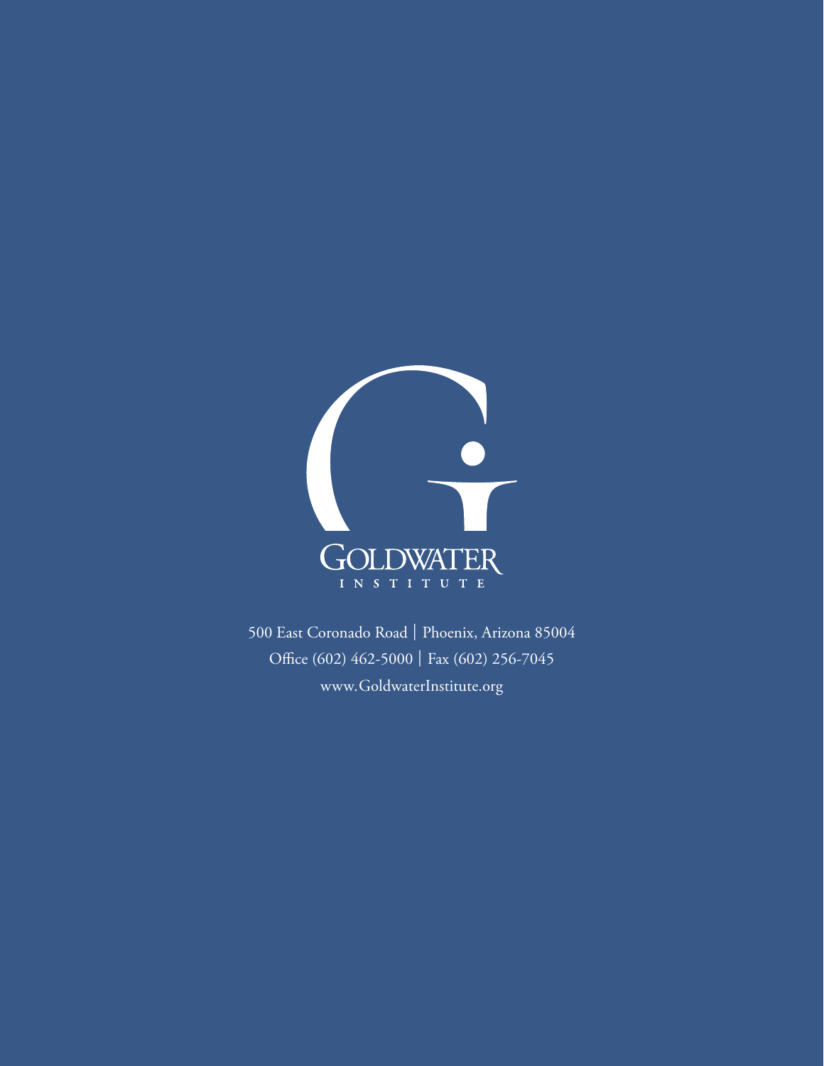GOLDWATER
INSTITUTE

500 East Coronado Road | Phoenix, Arizona 85004

Office (602) 462-5000 | Fax (602) 256-7045

www.GoldwaterInstitute.org